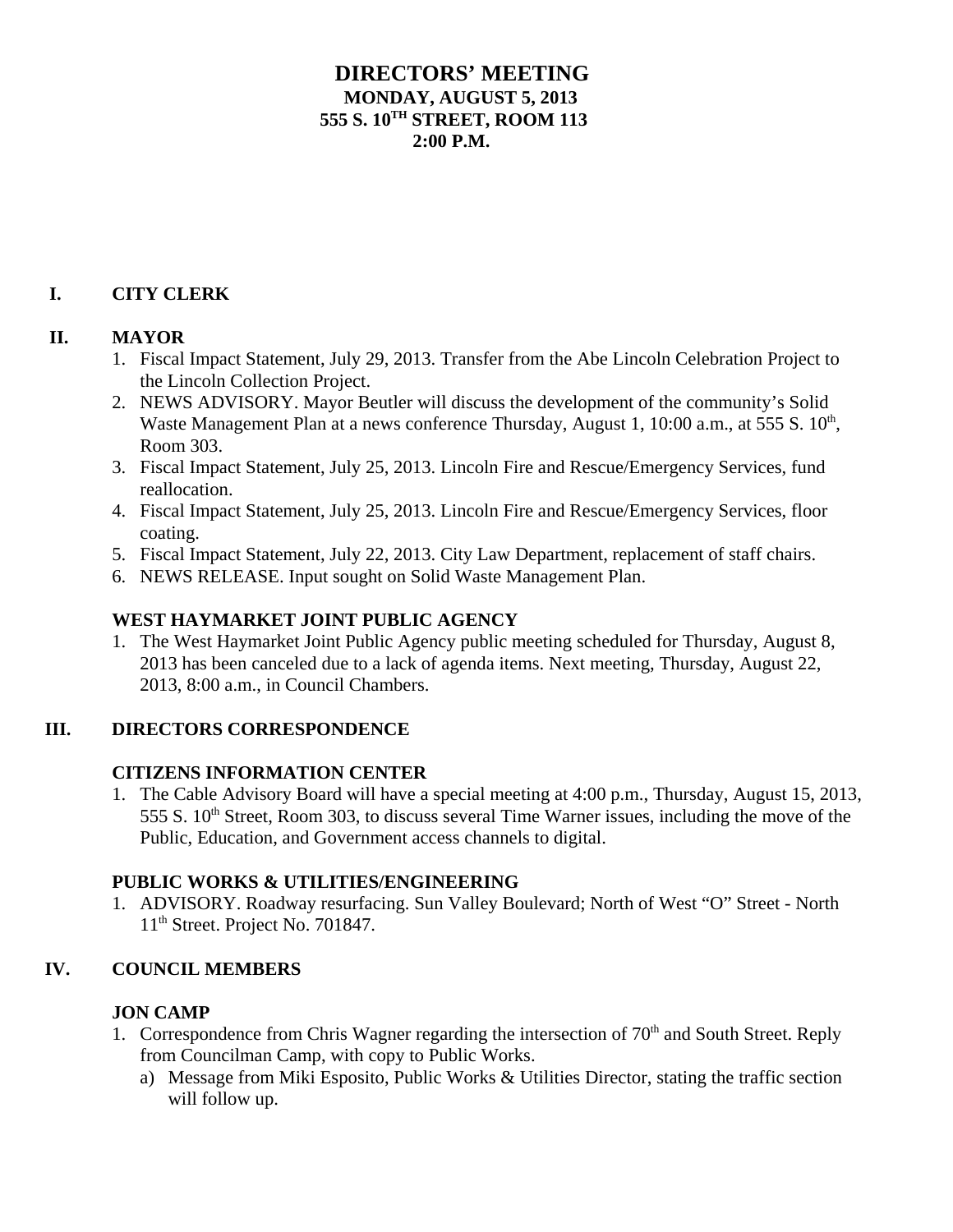# DIRECTORS' MEETING
## MONDAY, AUGUST 5, 2013
## 555 S. 10TH STREET, ROOM 113
## 2:00 P.M.

## I. CITY CLERK

## II. MAYOR

1. Fiscal Impact Statement, July 29, 2013. Transfer from the Abe Lincoln Celebration Project to the Lincoln Collection Project.
2. NEWS ADVISORY. Mayor Beutler will discuss the development of the community's Solid Waste Management Plan at a news conference Thursday, August 1, 10:00 a.m., at 555 S. 10th, Room 303.
3. Fiscal Impact Statement, July 25, 2013. Lincoln Fire and Rescue/Emergency Services, fund reallocation.
4. Fiscal Impact Statement, July 25, 2013. Lincoln Fire and Rescue/Emergency Services, floor coating.
5. Fiscal Impact Statement, July 22, 2013. City Law Department, replacement of staff chairs.
6. NEWS RELEASE. Input sought on Solid Waste Management Plan.

### WEST HAYMARKET JOINT PUBLIC AGENCY

1. The West Haymarket Joint Public Agency public meeting scheduled for Thursday, August 8, 2013 has been canceled due to a lack of agenda items. Next meeting, Thursday, August 22, 2013, 8:00 a.m., in Council Chambers.

## III. DIRECTORS CORRESPONDENCE

### CITIZENS INFORMATION CENTER

1. The Cable Advisory Board will have a special meeting at 4:00 p.m., Thursday, August 15, 2013, 555 S. 10th Street, Room 303, to discuss several Time Warner issues, including the move of the Public, Education, and Government access channels to digital.

### PUBLIC WORKS & UTILITIES/ENGINEERING

1. ADVISORY. Roadway resurfacing. Sun Valley Boulevard; North of West "O" Street - North 11th Street. Project No. 701847.

## IV. COUNCIL MEMBERS

### JON CAMP

1. Correspondence from Chris Wagner regarding the intersection of 70th and South Street. Reply from Councilman Camp, with copy to Public Works.
   a) Message from Miki Esposito, Public Works & Utilities Director, stating the traffic section will follow up.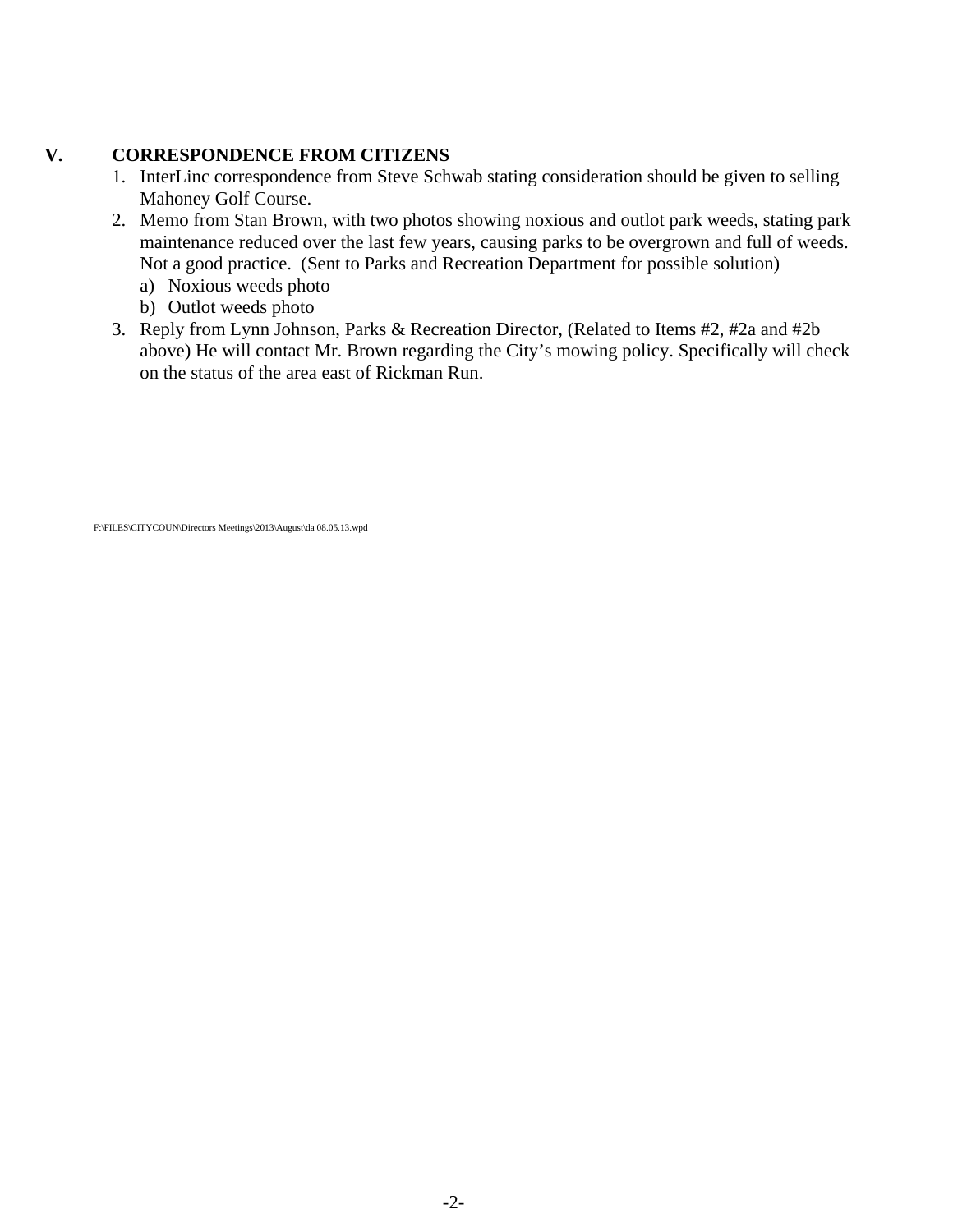## V. CORRESPONDENCE FROM CITIZENS

1. InterLinc correspondence from Steve Schwab stating consideration should be given to selling Mahoney Golf Course.
2. Memo from Stan Brown, with two photos showing noxious and outlot park weeds, stating park maintenance reduced over the last few years, causing parks to be overgrown and full of weeds. Not a good practice. (Sent to Parks and Recreation Department for possible solution)
   a) Noxious weeds photo
   b) Outlot weeds photo
3. Reply from Lynn Johnson, Parks & Recreation Director, (Related to Items #2, #2a and #2b above) He will contact Mr. Brown regarding the City's mowing policy. Specifically will check on the status of the area east of Rickman Run.

F:\FILES\CITYCOUN\Directors Meetings\2013\August\da 08.05.13.wpd